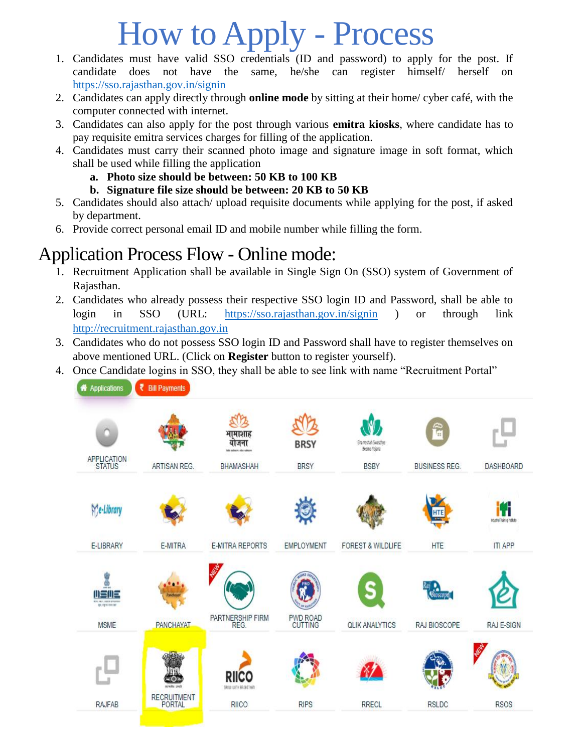# How to Apply - Process

1. Candidates must have valid SSO credentials (ID and password) to apply for the post. If candidate does not have the same, he/she can register himself/ herself on https://sso.rajasthan.gov.in/signin
2. Candidates can apply directly through **online mode** by sitting at their home/ cyber café, with the computer connected with internet.
3. Candidates can also apply for the post through various **emitra kiosks**, where candidate has to pay requisite emitra services charges for filling of the application.
4. Candidates must carry their scanned photo image and signature image in soft format, which shall be used while filling the application
   a. **Photo size should be between: 50 KB to 100 KB**
   b. **Signature file size should be between: 20 KB to 50 KB**
5. Candidates should also attach/ upload requisite documents while applying for the post, if asked by department.
6. Provide correct personal email ID and mobile number while filling the form.

## Application Process Flow - Online mode:

1. Recruitment Application shall be available in Single Sign On (SSO) system of Government of Rajasthan.
2. Candidates who already possess their respective SSO login ID and Password, shall be able to login in SSO (URL: https://sso.rajasthan.gov.in/signin ) or through link http://recruitment.rajasthan.gov.in
3. Candidates who do not possess SSO login ID and Password shall have to register themselves on above mentioned URL. (Click on **Register** button to register yourself).
4. Once Candidate logins in SSO, they shall be able to see link with name "Recruitment Portal"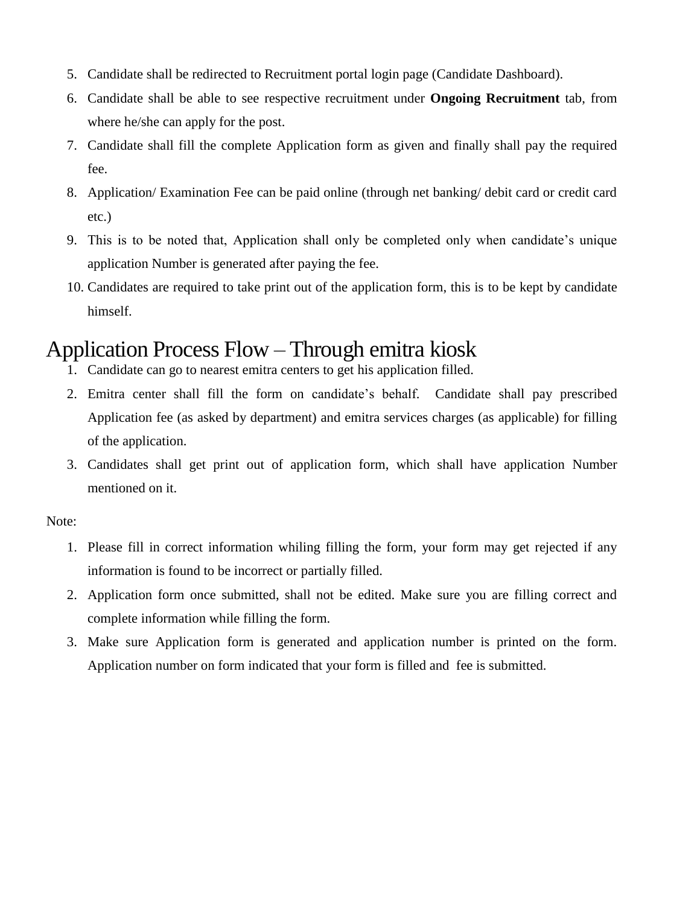5. Candidate shall be redirected to Recruitment portal login page (Candidate Dashboard).
6. Candidate shall be able to see respective recruitment under **Ongoing Recruitment** tab, from where he/she can apply for the post.
7. Candidate shall fill the complete Application form as given and finally shall pay the required fee.
8. Application/ Examination Fee can be paid online (through net banking/ debit card or credit card etc.)
9. This is to be noted that, Application shall only be completed only when candidate's unique application Number is generated after paying the fee.
10. Candidates are required to take print out of the application form, this is to be kept by candidate himself.

# Application Process Flow – Through emitra kiosk

1. Candidate can go to nearest emitra centers to get his application filled.
2. Emitra center shall fill the form on candidate's behalf. Candidate shall pay prescribed Application fee (as asked by department) and emitra services charges (as applicable) for filling of the application.
3. Candidates shall get print out of application form, which shall have application Number mentioned on it.

Note:

1. Please fill in correct information whiling filling the form, your form may get rejected if any information is found to be incorrect or partially filled.
2. Application form once submitted, shall not be edited. Make sure you are filling correct and complete information while filling the form.
3. Make sure Application form is generated and application number is printed on the form. Application number on form indicated that your form is filled and fee is submitted.